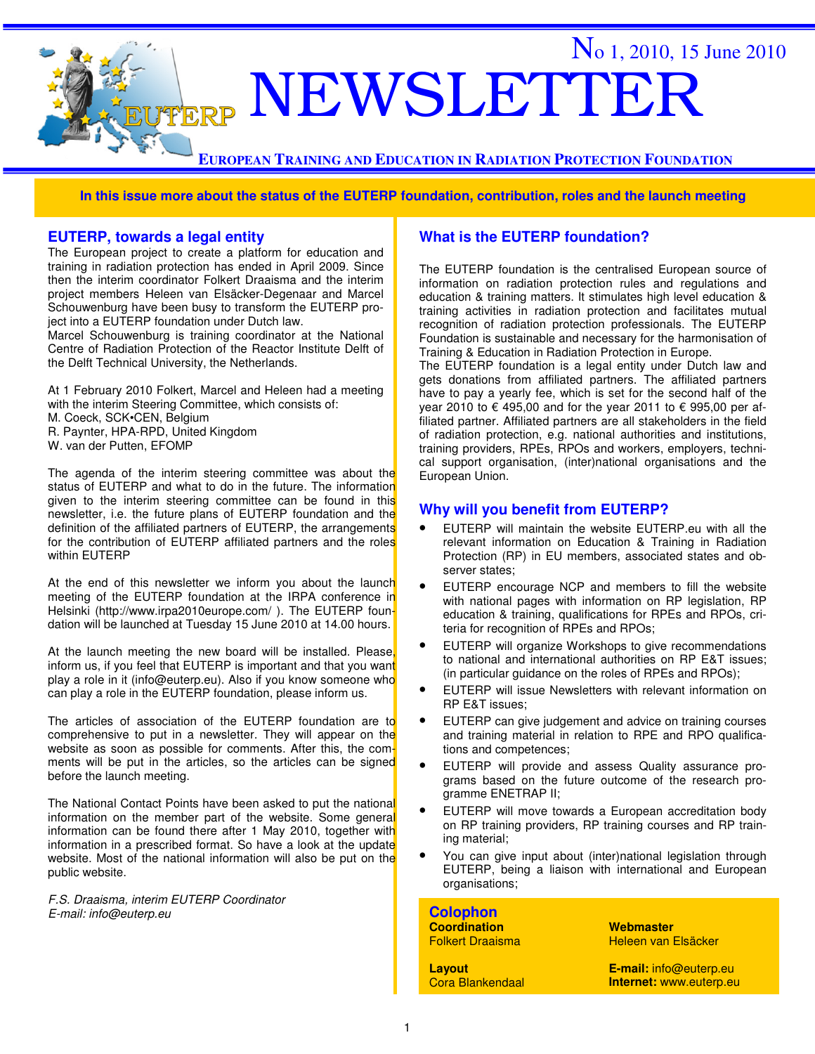No 1, 2010, 15 June 2010

# NEWSLETTER

**EUROPEAN TRAINING AND EDUCATION IN RADIATION PROTECTION FOUNDATION**

**In this issue more about the status of the EUTERP foundation, contribution, roles and the launch meeting**

## EUTERP, towards a legal entity

The European project to create a platform for education and training in radiation protection has ended in April 2009. Since then the interim coordinator Folkert Draaisma and the interim project members Heleen van Elsäcker-Degenaar and Marcel Schouwenburg have been busy to transform the EUTERP project into a EUTERP foundation under Dutch law.
Marcel Schouwenburg is training coordinator at the National Centre of Radiation Protection of the Reactor Institute Delft of the Delft Technical University, the Netherlands.

At 1 February 2010 Folkert, Marcel and Heleen had a meeting with the interim Steering Committee, which consists of:
M. Coeck, SCK•CEN, Belgium
R. Paynter, HPA-RPD, United Kingdom
W. van der Putten, EFOMP

The agenda of the interim steering committee was about the status of EUTERP and what to do in the future. The information given to the interim steering committee can be found in this newsletter, i.e. the future plans of EUTERP foundation and the definition of the affiliated partners of EUTERP, the arrangements for the contribution of EUTERP affiliated partners and the roles within EUTERP

At the end of this newsletter we inform you about the launch meeting of the EUTERP foundation at the IRPA conference in Helsinki (http://www.irpa2010europe.com/ ). The EUTERP foundation will be launched at Tuesday 15 June 2010 at 14.00 hours.

At the launch meeting the new board will be installed. Please, inform us, if you feel that EUTERP is important and that you want play a role in it (info@euterp.eu). Also if you know someone who can play a role in the EUTERP foundation, please inform us.

The articles of association of the EUTERP foundation are to comprehensive to put in a newsletter. They will appear on the website as soon as possible for comments. After this, the comments will be put in the articles, so the articles can be signed before the launch meeting.

The National Contact Points have been asked to put the national information on the member part of the website. Some general information can be found there after 1 May 2010, together with information in a prescribed format. So have a look at the update website. Most of the national information will also be put on the public website.

*F.S. Draaisma, interim EUTERP Coordinator*
*E-mail: info@euterp.eu*

## What is the EUTERP foundation?

The EUTERP foundation is the centralised European source of information on radiation protection rules and regulations and education & training matters. It stimulates high level education & training activities in radiation protection and facilitates mutual recognition of radiation protection professionals. The EUTERP Foundation is sustainable and necessary for the harmonisation of Training & Education in Radiation Protection in Europe.
The EUTERP foundation is a legal entity under Dutch law and gets donations from affiliated partners. The affiliated partners have to pay a yearly fee, which is set for the second half of the year 2010 to € 495,00 and for the year 2011 to € 995,00 per affiliated partner. Affiliated partners are all stakeholders in the field of radiation protection, e.g. national authorities and institutions, training providers, RPEs, RPOs and workers, employers, technical support organisation, (inter)national organisations and the European Union.

## Why will you benefit from EUTERP?

- EUTERP will maintain the website EUTERP.eu with all the relevant information on Education & Training in Radiation Protection (RP) in EU members, associated states and observer states;
- EUTERP encourage NCP and members to fill the website with national pages with information on RP legislation, RP education & training, qualifications for RPEs and RPOs, criteria for recognition of RPEs and RPOs;
- EUTERP will organize Workshops to give recommendations to national and international authorities on RP E&T issues; (in particular guidance on the roles of RPEs and RPOs);
- EUTERP will issue Newsletters with relevant information on RP E&T issues;
- EUTERP can give judgement and advice on training courses and training material in relation to RPE and RPO qualifications and competences;
- EUTERP will provide and assess Quality assurance programs based on the future outcome of the research programme ENETRAP II;
- EUTERP will move towards a European accreditation body on RP training providers, RP training courses and RP training material;
- You can give input about (inter)national legislation through EUTERP, being a liaison with international and European organisations;

## Colophon

**Coordination**
Folkert Draaisma

**Layout**
Cora Blankendaal

**Webmaster**
Heleen van Elsäcker

**E-mail:** info@euterp.eu
**Internet:** www.euterp.eu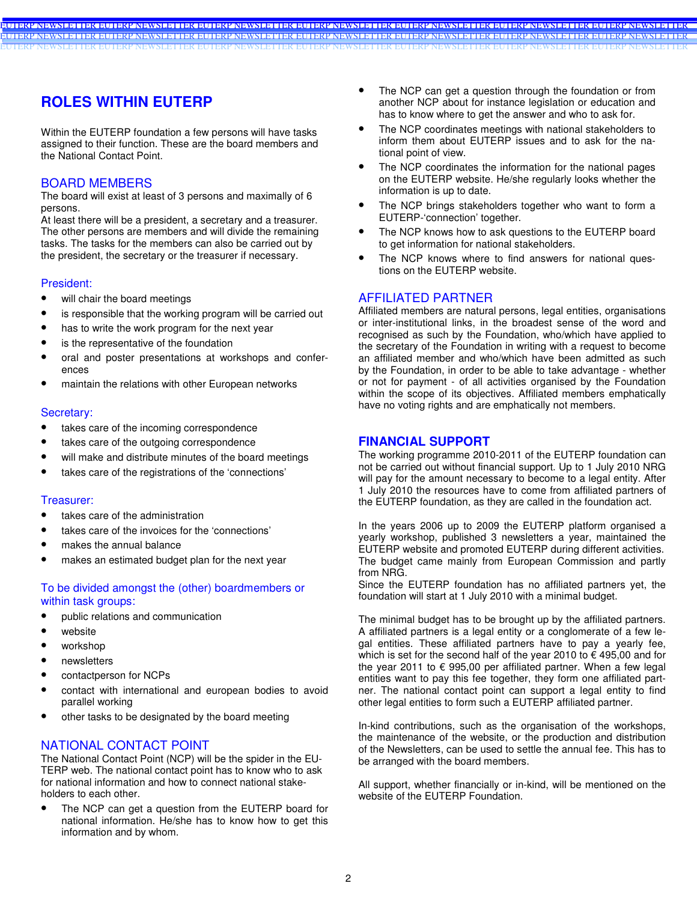# ROLES WITHIN EUTERP

Within the EUTERP foundation a few persons will have tasks assigned to their function. These are the board members and the National Contact Point.

## BOARD MEMBERS

The board will exist at least of 3 persons and maximally of 6 persons.
At least there will be a president, a secretary and a treasurer. The other persons are members and will divide the remaining tasks. The tasks for the members can also be carried out by the president, the secretary or the treasurer if necessary.

### President:

- will chair the board meetings
- is responsible that the working program will be carried out
- has to write the work program for the next year
- is the representative of the foundation
- oral and poster presentations at workshops and conferences
- maintain the relations with other European networks

### Secretary:

- takes care of the incoming correspondence
- takes care of the outgoing correspondence
- will make and distribute minutes of the board meetings
- takes care of the registrations of the 'connections'

### Treasurer:

- takes care of the administration
- takes care of the invoices for the 'connections'
- makes the annual balance
- makes an estimated budget plan for the next year

### To be divided amongst the (other) boardmembers or within task groups:

- public relations and communication
- website
- workshop
- newsletters
- contactperson for NCPs
- contact with international and european bodies to avoid parallel working
- other tasks to be designated by the board meeting

## NATIONAL CONTACT POINT

The National Contact Point (NCP) will be the spider in the EUTERP web. The national contact point has to know who to ask for national information and how to connect national stakeholders to each other.

- The NCP can get a question from the EUTERP board for national information. He/she has to know how to get this information and by whom.
- The NCP can get a question through the foundation or from another NCP about for instance legislation or education and has to know where to get the answer and who to ask for.
- The NCP coordinates meetings with national stakeholders to inform them about EUTERP issues and to ask for the national point of view.
- The NCP coordinates the information for the national pages on the EUTERP website. He/she regularly looks whether the information is up to date.
- The NCP brings stakeholders together who want to form a EUTERP-'connection' together.
- The NCP knows how to ask questions to the EUTERP board to get information for national stakeholders.
- The NCP knows where to find answers for national questions on the EUTERP website.

## AFFILIATED PARTNER

Affiliated members are natural persons, legal entities, organisations or inter-institutional links, in the broadest sense of the word and recognised as such by the Foundation, who/which have applied to the secretary of the Foundation in writing with a request to become an affiliated member and who/which have been admitted as such by the Foundation, in order to be able to take advantage - whether or not for payment - of all activities organised by the Foundation within the scope of its objectives. Affiliated members emphatically have no voting rights and are emphatically not members.

# FINANCIAL SUPPORT

The working programme 2010-2011 of the EUTERP foundation can not be carried out without financial support. Up to 1 July 2010 NRG will pay for the amount necessary to become to a legal entity. After 1 July 2010 the resources have to come from affiliated partners of the EUTERP foundation, as they are called in the foundation act.

In the years 2006 up to 2009 the EUTERP platform organised a yearly workshop, published 3 newsletters a year, maintained the EUTERP website and promoted EUTERP during different activities. The budget came mainly from European Commission and partly from NRG.
Since the EUTERP foundation has no affiliated partners yet, the foundation will start at 1 July 2010 with a minimal budget.

The minimal budget has to be brought up by the affiliated partners. A affiliated partners is a legal entity or a conglomerate of a few legal entities. These affiliated partners have to pay a yearly fee, which is set for the second half of the year 2010 to € 495,00 and for the year 2011 to € 995,00 per affiliated partner. When a few legal entities want to pay this fee together, they form one affiliated partner. The national contact point can support a legal entity to find other legal entities to form such a EUTERP affiliated partner.

In-kind contributions, such as the organisation of the workshops, the maintenance of the website, or the production and distribution of the Newsletters, can be used to settle the annual fee. This has to be arranged with the board members.

All support, whether financially or in-kind, will be mentioned on the website of the EUTERP Foundation.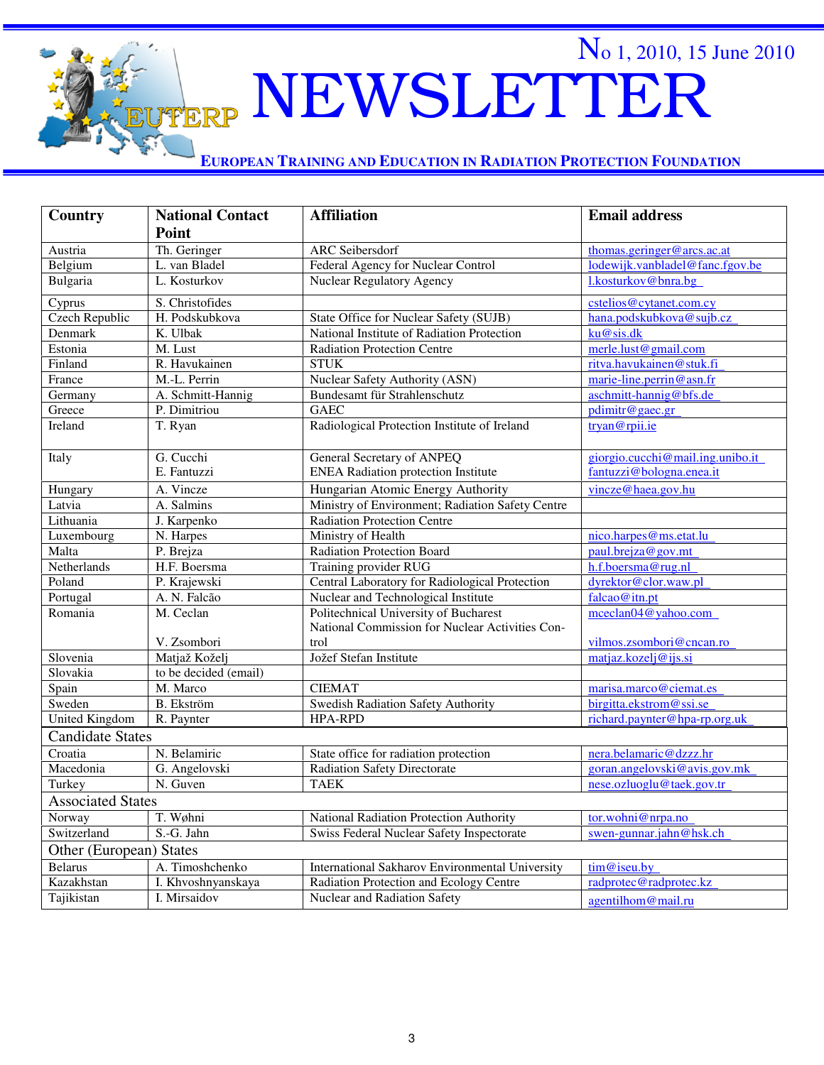| Country | National Contact Point | Affiliation | Email address |
|---|---|---|---|
| Austria | Th. Geringer | ARC Seibersdorf | thomas.geringer@arcs.ac.at |
| Belgium | L. van Bladel | Federal Agency for Nuclear Control | lodewijk.vanbladel@fanc.fgov.be |
| Bulgaria | L. Kosturkov | Nuclear Regulatory Agency | l.kosturkov@bnra.bg |
| Cyprus | S. Christofides | | cstelios@cytanet.com.cy |
| Czech Republic | H. Podskubkova | State Office for Nuclear Safety (SUJB) | hana.podskubkova@sujb.cz |
| Denmark | K. Ulbak | National Institute of Radiation Protection | ku@sis.dk |
| Estonia | M. Lust | Radiation Protection Centre | merle.lust@gmail.com |
| Finland | R. Havukainen | STUK | ritva.havukainen@stuk.fi |
| France | M.-L. Perrin | Nuclear Safety Authority (ASN) | marie-line.perrin@asn.fr |
| Germany | A. Schmitt-Hannig | Bundesamt für Strahlenschutz | aschmitt-hannig@bfs.de |
| Greece | P. Dimitriou | GAEC | pdimitr@gaec.gr |
| Ireland | T. Ryan | Radiological Protection Institute of Ireland | tryan@rpii.ie |
| Italy | G. Cucchi<br>E. Fantuzzi | General Secretary of ANPEQ<br>ENEA Radiation protection Institute | giorgio.cucchi@mail.ing.unibo.it<br>fantuzzi@bologna.enea.it |
| Hungary | A. Vincze | Hungarian Atomic Energy Authority | vincze@haea.gov.hu |
| Latvia | A. Salmins | Ministry of Environment; Radiation Safety Centre | |
| Lithuania | J. Karpenko | Radiation Protection Centre | |
| Luxembourg | N. Harpes | Ministry of Health | nico.harpes@ms.etat.lu |
| Malta | P. Brejza | Radiation Protection Board | paul.brejza@gov.mt |
| Netherlands | H.F. Boersma | Training provider RUG | h.f.boersma@rug.nl |
| Poland | P. Krajewski | Central Laboratory for Radiological Protection | dyrektor@clor.waw.pl |
| Portugal | A. N. Falcão | Nuclear and Technological Institute | falcao@itn.pt |
| Romania | M. Ceclan<br>V. Zsombori | Politechnical University of Bucharest<br>National Commission for Nuclear Activities Control | mceclan04@yahoo.com<br>vilmos.zsombori@cncan.ro |
| Slovenia | Matjaž Koželj | Jožef Stefan Institute | matjaz.kozelj@ijs.si |
| Slovakia | to be decided (email) | | |
| Spain | M. Marco | CIEMAT | marisa.marco@ciemat.es |
| Sweden | B. Ekström | Swedish Radiation Safety Authority | birgitta.ekstrom@ssi.se |
| United Kingdom | R. Paynter | HPA-RPD | richard.paynter@hpa-rp.org.uk |
| **Candidate States** | | | |
| Croatia | N. Belamiric | State office for radiation protection | nera.belamaric@dzzz.hr |
| Macedonia | G. Angelovski | Radiation Safety Directorate | goran.angelovski@avis.gov.mk |
| Turkey | N. Guven | TAEK | nese.ozluoglu@taek.gov.tr |
| **Associated States** | | | |
| Norway | T. Wøhni | National Radiation Protection Authority | tor.wohni@nrpa.no |
| Switzerland | S.-G. Jahn | Swiss Federal Nuclear Safety Inspectorate | swen-gunnar.jahn@hsk.ch |
| **Other (European) States** | | | |
| Belarus | A. Timoshchenko | International Sakharov Environmental University | tim@iseu.by |
| Kazakhstan | I. Khvoshnyanskaya | Radiation Protection and Ecology Centre | radprotec@radprotec.kz |
| Tajikistan | I. Mirsaidov | Nuclear and Radiation Safety | agentilhom@mail.ru |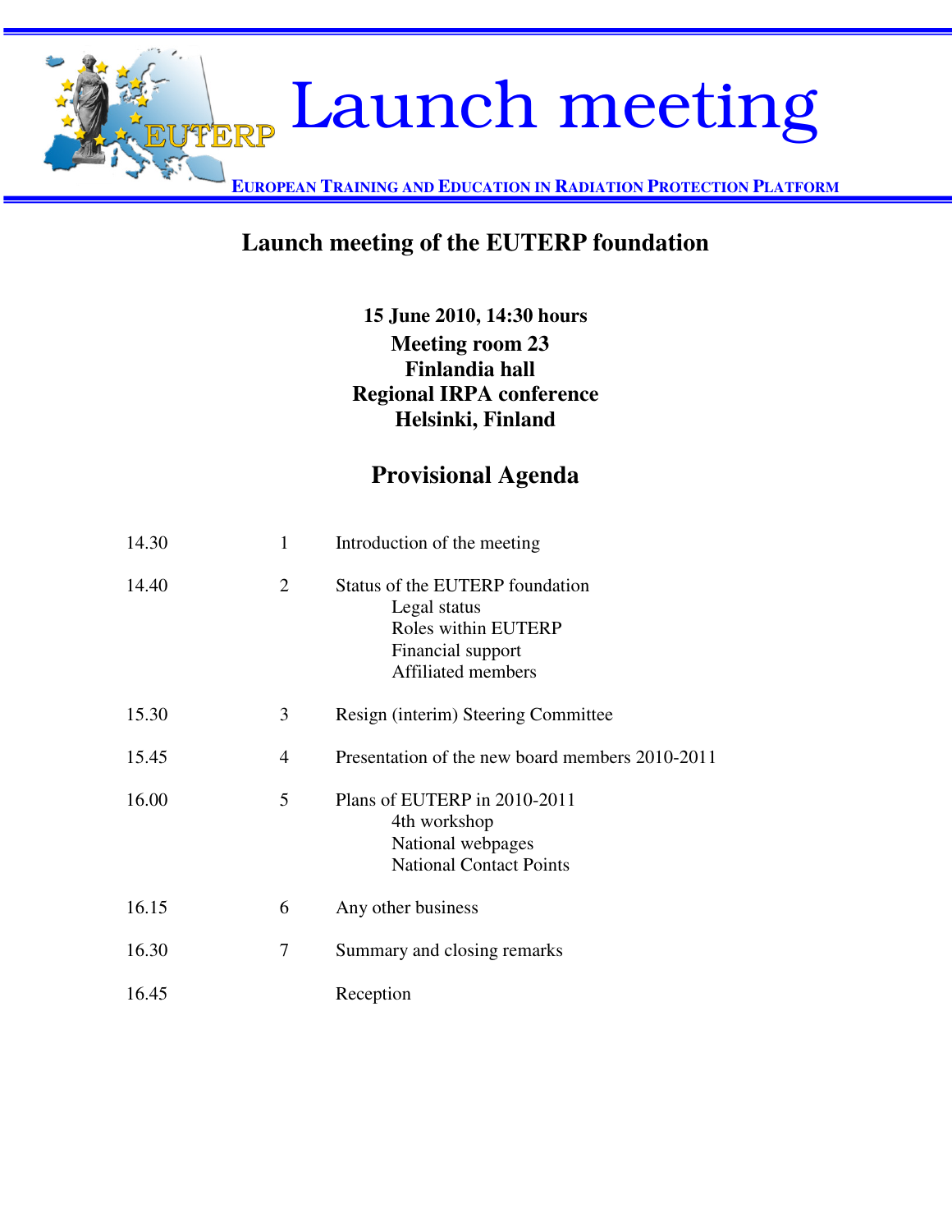# Launch meeting

EUROPEAN TRAINING AND EDUCATION IN RADIATION PROTECTION PLATFORM

## Launch meeting of the EUTERP foundation

**15 June 2010, 14:30 hours**
**Meeting room 23**
**Finlandia hall**
**Regional IRPA conference**
**Helsinki, Finland**

## Provisional Agenda

| | | |
|---|---|---|
| 14.30 | 1 | Introduction of the meeting |
| 14.40 | 2 | Status of the EUTERP foundation<br>Legal status<br>Roles within EUTERP<br>Financial support<br>Affiliated members |
| 15.30 | 3 | Resign (interim) Steering Committee |
| 15.45 | 4 | Presentation of the new board members 2010-2011 |
| 16.00 | 5 | Plans of EUTERP in 2010-2011<br>4th workshop<br>National webpages<br>National Contact Points |
| 16.15 | 6 | Any other business |
| 16.30 | 7 | Summary and closing remarks |
| 16.45 | | Reception |